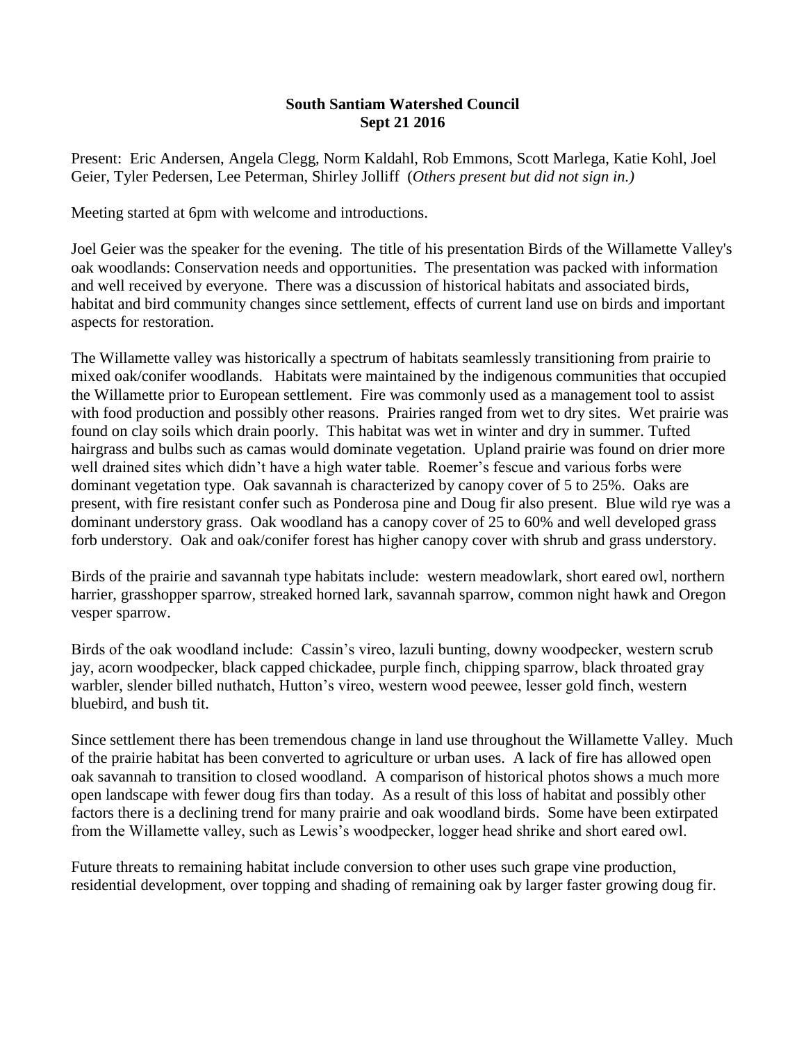**South Santiam Watershed Council**
**Sept 21 2016**

Present: Eric Andersen, Angela Clegg, Norm Kaldahl, Rob Emmons, Scott Marlega, Katie Kohl, Joel Geier, Tyler Pedersen, Lee Peterman, Shirley Jolliff (*Others present but did not sign in.)*

Meeting started at 6pm with welcome and introductions.

Joel Geier was the speaker for the evening. The title of his presentation Birds of the Willamette Valley's oak woodlands: Conservation needs and opportunities. The presentation was packed with information and well received by everyone. There was a discussion of historical habitats and associated birds, habitat and bird community changes since settlement, effects of current land use on birds and important aspects for restoration.

The Willamette valley was historically a spectrum of habitats seamlessly transitioning from prairie to mixed oak/conifer woodlands. Habitats were maintained by the indigenous communities that occupied the Willamette prior to European settlement. Fire was commonly used as a management tool to assist with food production and possibly other reasons. Prairies ranged from wet to dry sites. Wet prairie was found on clay soils which drain poorly. This habitat was wet in winter and dry in summer. Tufted hairgrass and bulbs such as camas would dominate vegetation. Upland prairie was found on drier more well drained sites which didn't have a high water table. Roemer's fescue and various forbs were dominant vegetation type. Oak savannah is characterized by canopy cover of 5 to 25%. Oaks are present, with fire resistant confer such as Ponderosa pine and Doug fir also present. Blue wild rye was a dominant understory grass. Oak woodland has a canopy cover of 25 to 60% and well developed grass forb understory. Oak and oak/conifer forest has higher canopy cover with shrub and grass understory.

Birds of the prairie and savannah type habitats include: western meadowlark, short eared owl, northern harrier, grasshopper sparrow, streaked horned lark, savannah sparrow, common night hawk and Oregon vesper sparrow.

Birds of the oak woodland include: Cassin's vireo, lazuli bunting, downy woodpecker, western scrub jay, acorn woodpecker, black capped chickadee, purple finch, chipping sparrow, black throated gray warbler, slender billed nuthatch, Hutton's vireo, western wood peewee, lesser gold finch, western bluebird, and bush tit.

Since settlement there has been tremendous change in land use throughout the Willamette Valley. Much of the prairie habitat has been converted to agriculture or urban uses. A lack of fire has allowed open oak savannah to transition to closed woodland. A comparison of historical photos shows a much more open landscape with fewer doug firs than today. As a result of this loss of habitat and possibly other factors there is a declining trend for many prairie and oak woodland birds. Some have been extirpated from the Willamette valley, such as Lewis's woodpecker, logger head shrike and short eared owl.

Future threats to remaining habitat include conversion to other uses such grape vine production, residential development, over topping and shading of remaining oak by larger faster growing doug fir.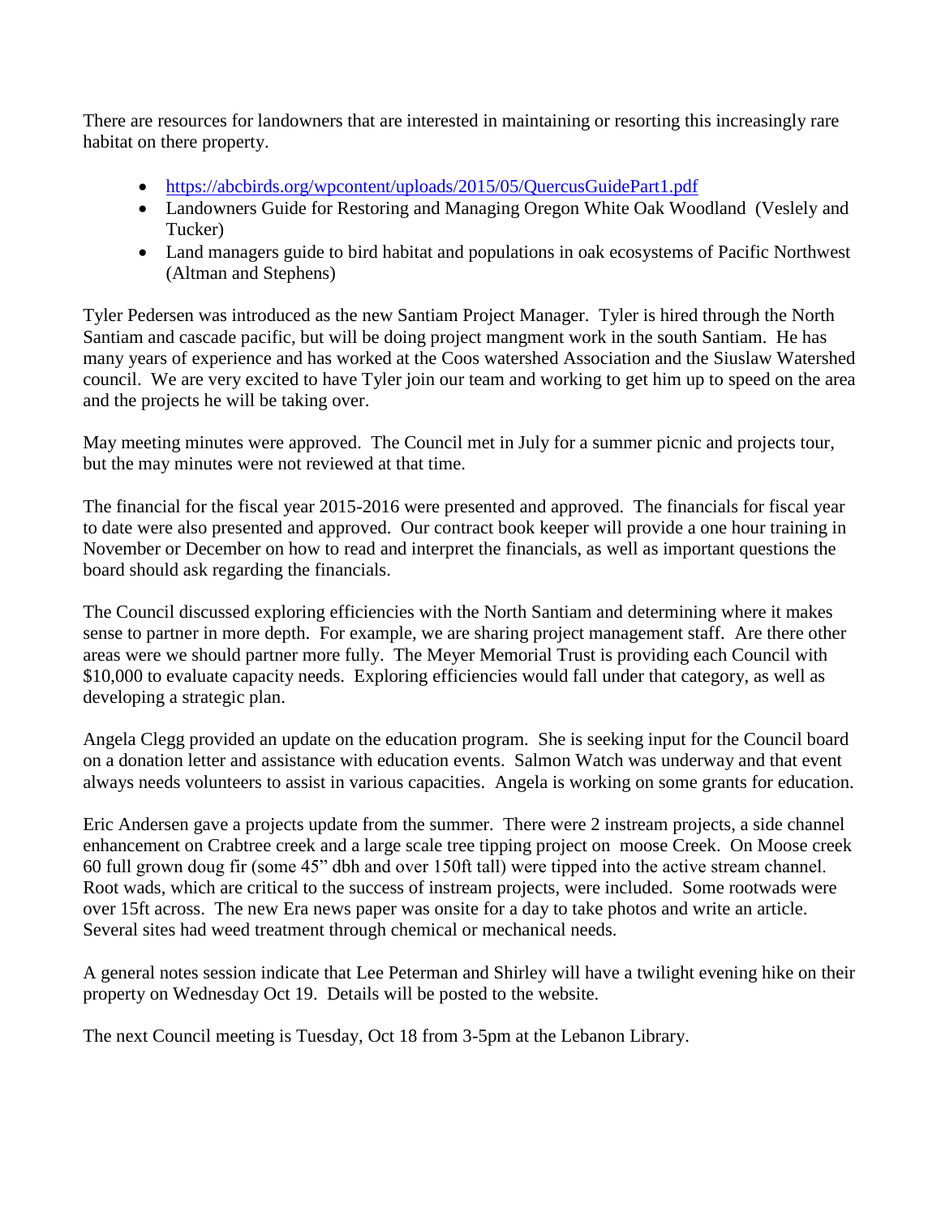There are resources for landowners that are interested in maintaining or resorting this increasingly rare habitat on there property.

- https://abcbirds.org/wpcontent/uploads/2015/05/QuercusGuidePart1.pdf
- Landowners Guide for Restoring and Managing Oregon White Oak Woodland (Veslely and Tucker)
- Land managers guide to bird habitat and populations in oak ecosystems of Pacific Northwest (Altman and Stephens)

Tyler Pedersen was introduced as the new Santiam Project Manager. Tyler is hired through the North Santiam and cascade pacific, but will be doing project mangment work in the south Santiam. He has many years of experience and has worked at the Coos watershed Association and the Siuslaw Watershed council. We are very excited to have Tyler join our team and working to get him up to speed on the area and the projects he will be taking over.

May meeting minutes were approved. The Council met in July for a summer picnic and projects tour, but the may minutes were not reviewed at that time.

The financial for the fiscal year 2015-2016 were presented and approved. The financials for fiscal year to date were also presented and approved. Our contract book keeper will provide a one hour training in November or December on how to read and interpret the financials, as well as important questions the board should ask regarding the financials.

The Council discussed exploring efficiencies with the North Santiam and determining where it makes sense to partner in more depth. For example, we are sharing project management staff. Are there other areas were we should partner more fully. The Meyer Memorial Trust is providing each Council with $10,000 to evaluate capacity needs. Exploring efficiencies would fall under that category, as well as developing a strategic plan.

Angela Clegg provided an update on the education program. She is seeking input for the Council board on a donation letter and assistance with education events. Salmon Watch was underway and that event always needs volunteers to assist in various capacities. Angela is working on some grants for education.

Eric Andersen gave a projects update from the summer. There were 2 instream projects, a side channel enhancement on Crabtree creek and a large scale tree tipping project on moose Creek. On Moose creek 60 full grown doug fir (some 45" dbh and over 150ft tall) were tipped into the active stream channel. Root wads, which are critical to the success of instream projects, were included. Some rootwads were over 15ft across. The new Era news paper was onsite for a day to take photos and write an article. Several sites had weed treatment through chemical or mechanical needs.

A general notes session indicate that Lee Peterman and Shirley will have a twilight evening hike on their property on Wednesday Oct 19. Details will be posted to the website.

The next Council meeting is Tuesday, Oct 18 from 3-5pm at the Lebanon Library.